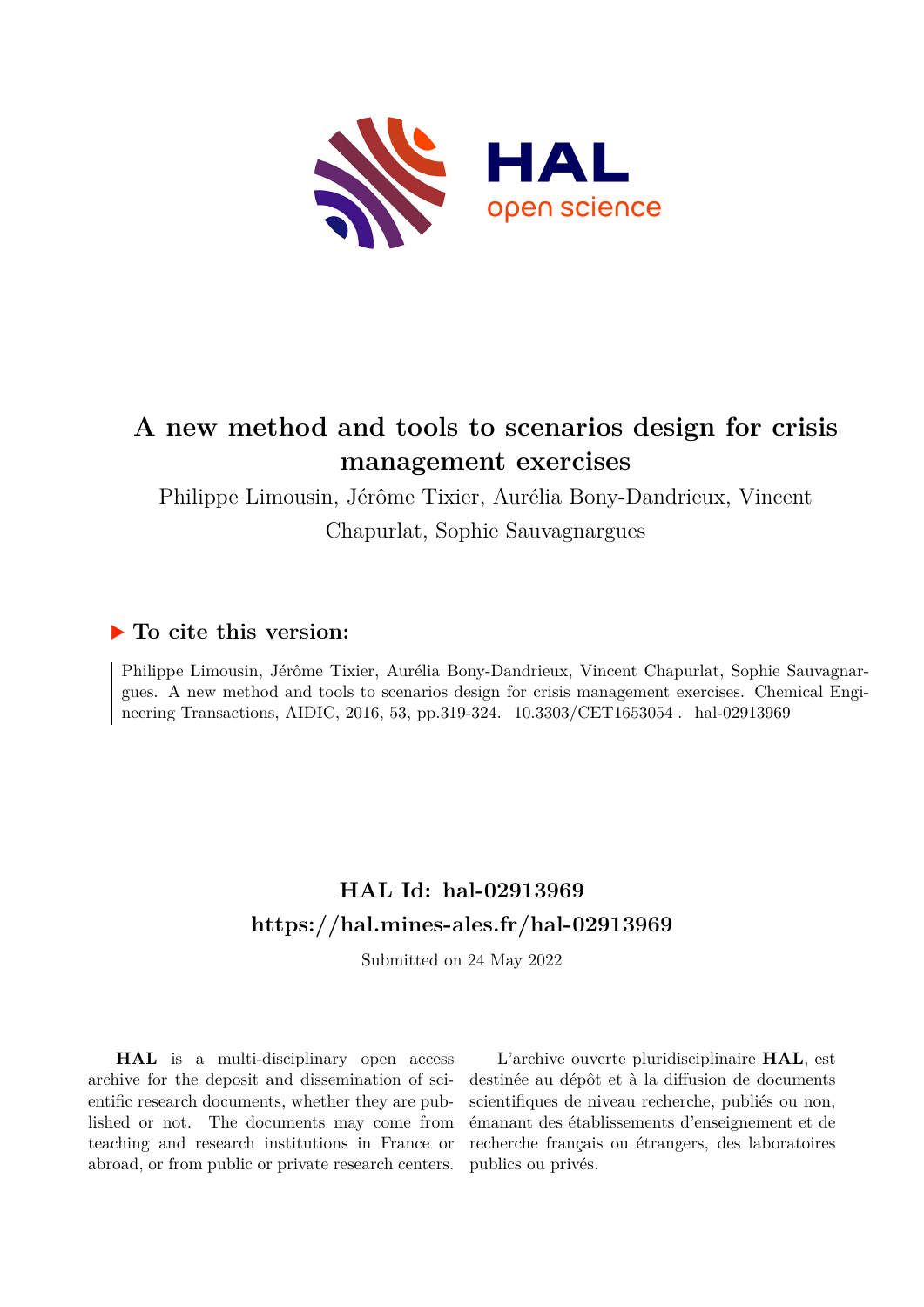# A new method and tools to scenarios design for crisis management exercises

Philippe Limousin, Jérôme Tixier, Aurélia Bony-Dandrieux, Vincent Chapurlat, Sophie Sauvagnargues

## ▶ To cite this version:

Philippe Limousin, Jérôme Tixier, Aurélia Bony-Dandrieux, Vincent Chapurlat, Sophie Sauvagnargues. A new method and tools to scenarios design for crisis management exercises. Chemical Engineering Transactions, AIDIC, 2016, 53, pp.319-324. 10.3303/CET1653054 . hal-02913969

## HAL Id: hal-02913969
## https://hal.mines-ales.fr/hal-02913969

Submitted on 24 May 2022

**HAL** is a multi-disciplinary open access archive for the deposit and dissemination of scientific research documents, whether they are published or not. The documents may come from teaching and research institutions in France or abroad, or from public or private research centers.

L'archive ouverte pluridisciplinaire **HAL**, est destinée au dépôt et à la diffusion de documents scientifiques de niveau recherche, publiés ou non, émanant des établissements d'enseignement et de recherche français ou étrangers, des laboratoires publics ou privés.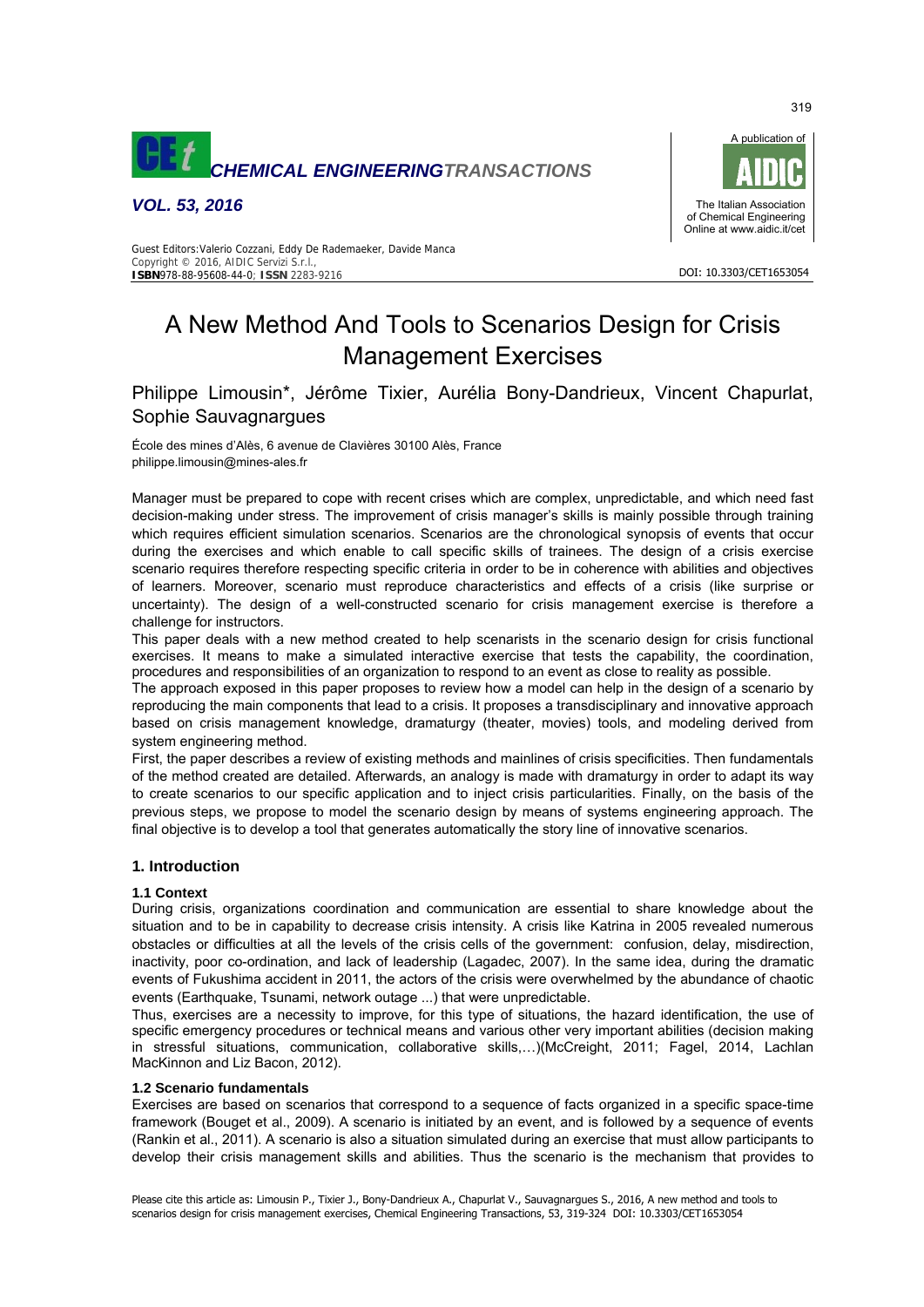# A New Method And Tools to Scenarios Design for Crisis Management Exercises

Philippe Limousin*, Jérôme Tixier, Aurélia Bony-Dandrieux, Vincent Chapurlat, Sophie Sauvagnargues

École des mines d'Alès, 6 avenue de Clavières 30100 Alès, France
philippe.limousin@mines-ales.fr

Manager must be prepared to cope with recent crises which are complex, unpredictable, and which need fast decision-making under stress. The improvement of crisis manager's skills is mainly possible through training which requires efficient simulation scenarios. Scenarios are the chronological synopsis of events that occur during the exercises and which enable to call specific skills of trainees. The design of a crisis exercise scenario requires therefore respecting specific criteria in order to be in coherence with abilities and objectives of learners. Moreover, scenario must reproduce characteristics and effects of a crisis (like surprise or uncertainty). The design of a well-constructed scenario for crisis management exercise is therefore a challenge for instructors.

This paper deals with a new method created to help scenarists in the scenario design for crisis functional exercises. It means to make a simulated interactive exercise that tests the capability, the coordination, procedures and responsibilities of an organization to respond to an event as close to reality as possible.

The approach exposed in this paper proposes to review how a model can help in the design of a scenario by reproducing the main components that lead to a crisis. It proposes a transdisciplinary and innovative approach based on crisis management knowledge, dramaturgy (theater, movies) tools, and modeling derived from system engineering method.

First, the paper describes a review of existing methods and mainlines of crisis specificities. Then fundamentals of the method created are detailed. Afterwards, an analogy is made with dramaturgy in order to adapt its way to create scenarios to our specific application and to inject crisis particularities. Finally, on the basis of the previous steps, we propose to model the scenario design by means of systems engineering approach. The final objective is to develop a tool that generates automatically the story line of innovative scenarios.

## 1. Introduction

### 1.1 Context

During crisis, organizations coordination and communication are essential to share knowledge about the situation and to be in capability to decrease crisis intensity. A crisis like Katrina in 2005 revealed numerous obstacles or difficulties at all the levels of the crisis cells of the government: confusion, delay, misdirection, inactivity, poor co-ordination, and lack of leadership (Lagadec, 2007). In the same idea, during the dramatic events of Fukushima accident in 2011, the actors of the crisis were overwhelmed by the abundance of chaotic events (Earthquake, Tsunami, network outage ...) that were unpredictable.

Thus, exercises are a necessity to improve, for this type of situations, the hazard identification, the use of specific emergency procedures or technical means and various other very important abilities (decision making in stressful situations, communication, collaborative skills,…)(McCreight, 2011; Fagel, 2014, Lachlan MacKinnon and Liz Bacon, 2012).

### 1.2 Scenario fundamentals

Exercises are based on scenarios that correspond to a sequence of facts organized in a specific space-time framework (Bouget et al., 2009). A scenario is initiated by an event, and is followed by a sequence of events (Rankin et al., 2011). A scenario is also a situation simulated during an exercise that must allow participants to develop their crisis management skills and abilities. Thus the scenario is the mechanism that provides to

Please cite this article as: Limousin P., Tixier J., Bony-Dandrieux A., Chapurlat V., Sauvagnargues S., 2016, A new method and tools to scenarios design for crisis management exercises, Chemical Engineering Transactions, 53, 319-324 DOI: 10.3303/CET1653054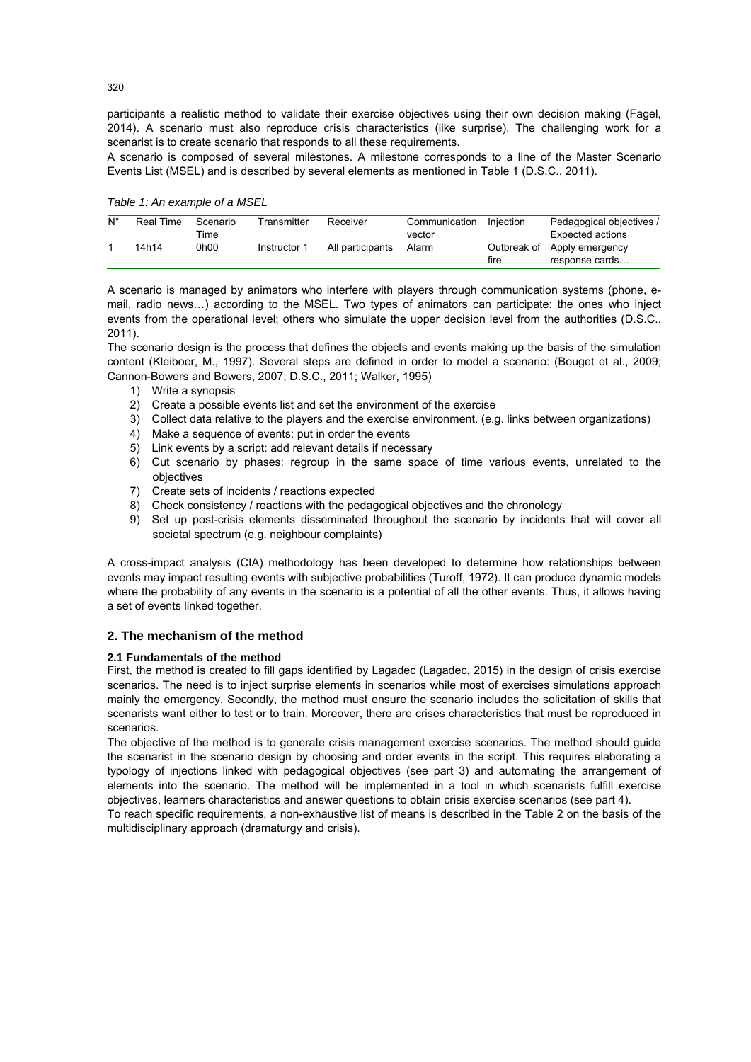participants a realistic method to validate their exercise objectives using their own decision making (Fagel, 2014). A scenario must also reproduce crisis characteristics (like surprise). The challenging work for a scenarist is to create scenario that responds to all these requirements.

A scenario is composed of several milestones. A milestone corresponds to a line of the Master Scenario Events List (MSEL) and is described by several elements as mentioned in Table 1 (D.S.C., 2011).

*Table 1: An example of a MSEL*

| N° | Real Time | Scenario Time | Transmitter | Receiver | Communication vector | Injection | Pedagogical objectives / Expected actions |
|---|---|---|---|---|---|---|---|
| 1 | 14h14 | 0h00 | Instructor 1 | All participants | Alarm | Outbreak of fire | Apply emergency response cards… |

A scenario is managed by animators who interfere with players through communication systems (phone, e-mail, radio news…) according to the MSEL. Two types of animators can participate: the ones who inject events from the operational level; others who simulate the upper decision level from the authorities (D.S.C., 2011).

The scenario design is the process that defines the objects and events making up the basis of the simulation content (Kleiboer, M., 1997). Several steps are defined in order to model a scenario: (Bouget et al., 2009; Cannon-Bowers and Bowers, 2007; D.S.C., 2011; Walker, 1995)

1) Write a synopsis
2) Create a possible events list and set the environment of the exercise
3) Collect data relative to the players and the exercise environment. (e.g. links between organizations)
4) Make a sequence of events: put in order the events
5) Link events by a script: add relevant details if necessary
6) Cut scenario by phases: regroup in the same space of time various events, unrelated to the objectives
7) Create sets of incidents / reactions expected
8) Check consistency / reactions with the pedagogical objectives and the chronology
9) Set up post-crisis elements disseminated throughout the scenario by incidents that will cover all societal spectrum (e.g. neighbour complaints)

A cross-impact analysis (CIA) methodology has been developed to determine how relationships between events may impact resulting events with subjective probabilities (Turoff, 1972). It can produce dynamic models where the probability of any events in the scenario is a potential of all the other events. Thus, it allows having a set of events linked together.

## 2. The mechanism of the method

### 2.1 Fundamentals of the method

First, the method is created to fill gaps identified by Lagadec (Lagadec, 2015) in the design of crisis exercise scenarios. The need is to inject surprise elements in scenarios while most of exercises simulations approach mainly the emergency. Secondly, the method must ensure the scenario includes the solicitation of skills that scenarists want either to test or to train. Moreover, there are crises characteristics that must be reproduced in scenarios.

The objective of the method is to generate crisis management exercise scenarios. The method should guide the scenarist in the scenario design by choosing and order events in the script. This requires elaborating a typology of injections linked with pedagogical objectives (see part 3) and automating the arrangement of elements into the scenario. The method will be implemented in a tool in which scenarists fulfill exercise objectives, learners characteristics and answer questions to obtain crisis exercise scenarios (see part 4).

To reach specific requirements, a non-exhaustive list of means is described in the Table 2 on the basis of the multidisciplinary approach (dramaturgy and crisis).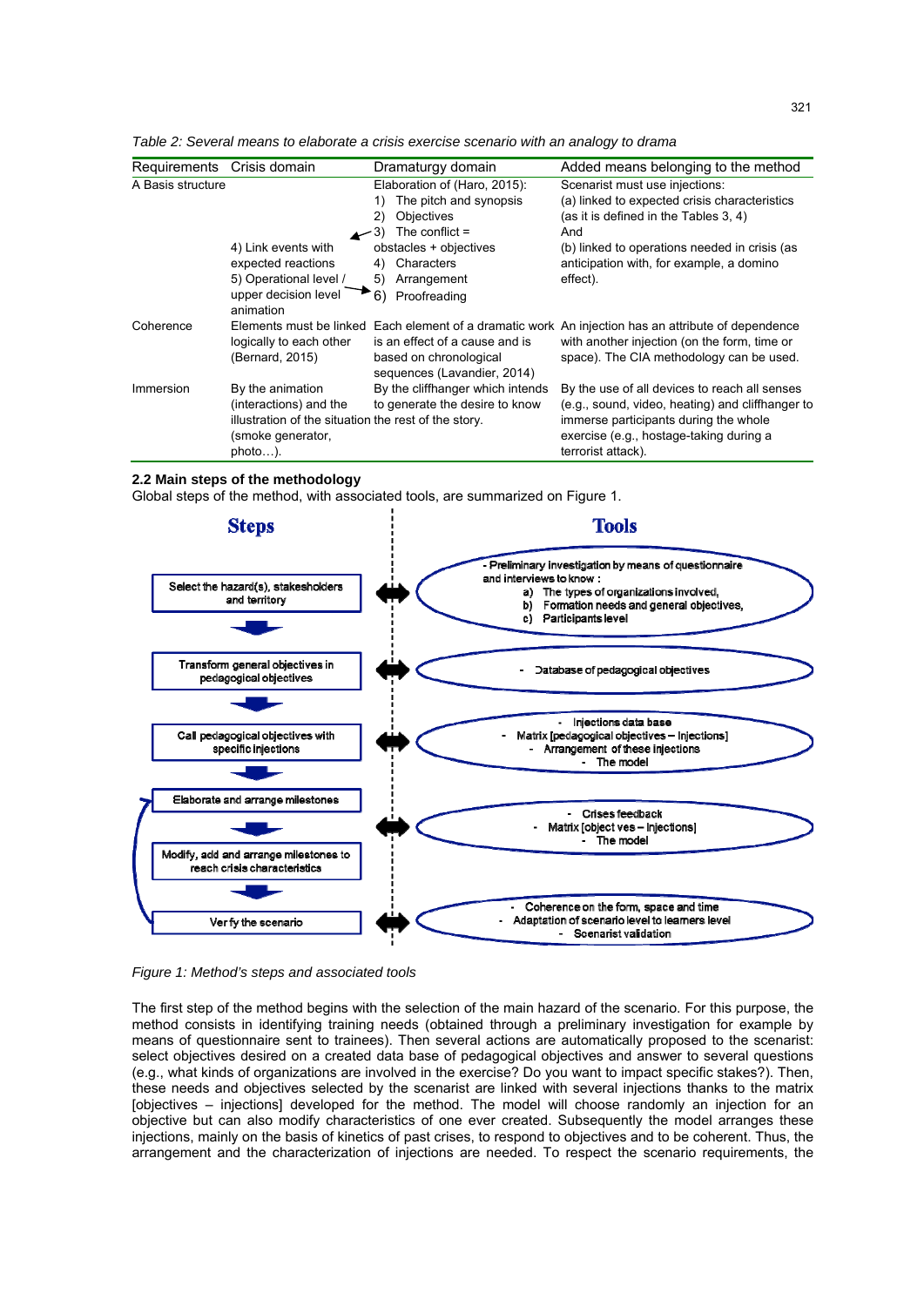*Table 2: Several means to elaborate a crisis exercise scenario with an analogy to drama*

| Requirements | Crisis domain | Dramaturgy domain | Added means belonging to the method |
|---|---|---|---|
| A Basis structure | 4) Link events with expected reactions<br>5) Operational level / upper decision level animation | Elaboration of (Haro, 2015):<br>1) The pitch and synopsis<br>2) Objectives<br>3) The conflict = obstacles + objectives<br>4) Characters<br>5) Arrangement<br>6) Proofreading | Scenarist must use injections:<br>(a) linked to expected crisis characteristics (as it is defined in the Tables 3, 4)<br>And<br>(b) linked to operations needed in crisis (as anticipation with, for example, a domino effect). |
| Coherence | Elements must be linked logically to each other (Bernard, 2015) | Each element of a dramatic work is an effect of a cause and is based on chronological sequences (Lavandier, 2014) | An injection has an attribute of dependence with another injection (on the form, time or space). The CIA methodology can be used. |
| Immersion | By the animation (interactions) and the illustration of the situation (smoke generator, photo…). | By the cliffhanger which intends to generate the desire to know the rest of the story. | By the use of all devices to reach all senses (e.g., sound, video, heating) and cliffhanger to immerse participants during the whole exercise (e.g., hostage-taking during a terrorist attack). |

### 2.2 Main steps of the methodology

Global steps of the method, with associated tools, are summarized on Figure 1.

| Steps | Tools |
|---|---|
| Select the hazard(s), stakeholders and territory | - Preliminary investigation by means of questionnaire and interviews to know :<br>a) The types of organizations involved,<br>b) Formation needs and general objectives,<br>c) Participants level |
| Transform general objectives in pedagogical objectives | - Database of pedagogical objectives |
| Call pedagogical objectives with specific injections | - Injections data base<br>- Matrix [pedagogical objectives – Injections]<br>- Arrangement of these injections<br>- The model |
| Elaborate and arrange milestones | - Crises feedback<br>- Matrix [objectives – Injections]<br>- The model |
| Modify, add and arrange milestones to reach crisis characteristics | |
| Verify the scenario | - Coherence on the form, space and time<br>- Adaptation of scenario level to learners level<br>- Scenarist validation |

*Figure 1: Method's steps and associated tools*

The first step of the method begins with the selection of the main hazard of the scenario. For this purpose, the method consists in identifying training needs (obtained through a preliminary investigation for example by means of questionnaire sent to trainees). Then several actions are automatically proposed to the scenarist: select objectives desired on a created data base of pedagogical objectives and answer to several questions (e.g., what kinds of organizations are involved in the exercise? Do you want to impact specific stakes?). Then, these needs and objectives selected by the scenarist are linked with several injections thanks to the matrix [objectives – injections] developed for the method. The model will choose randomly an injection for an objective but can also modify characteristics of one ever created. Subsequently the model arranges these injections, mainly on the basis of kinetics of past crises, to respond to objectives and to be coherent. Thus, the arrangement and the characterization of injections are needed. To respect the scenario requirements, the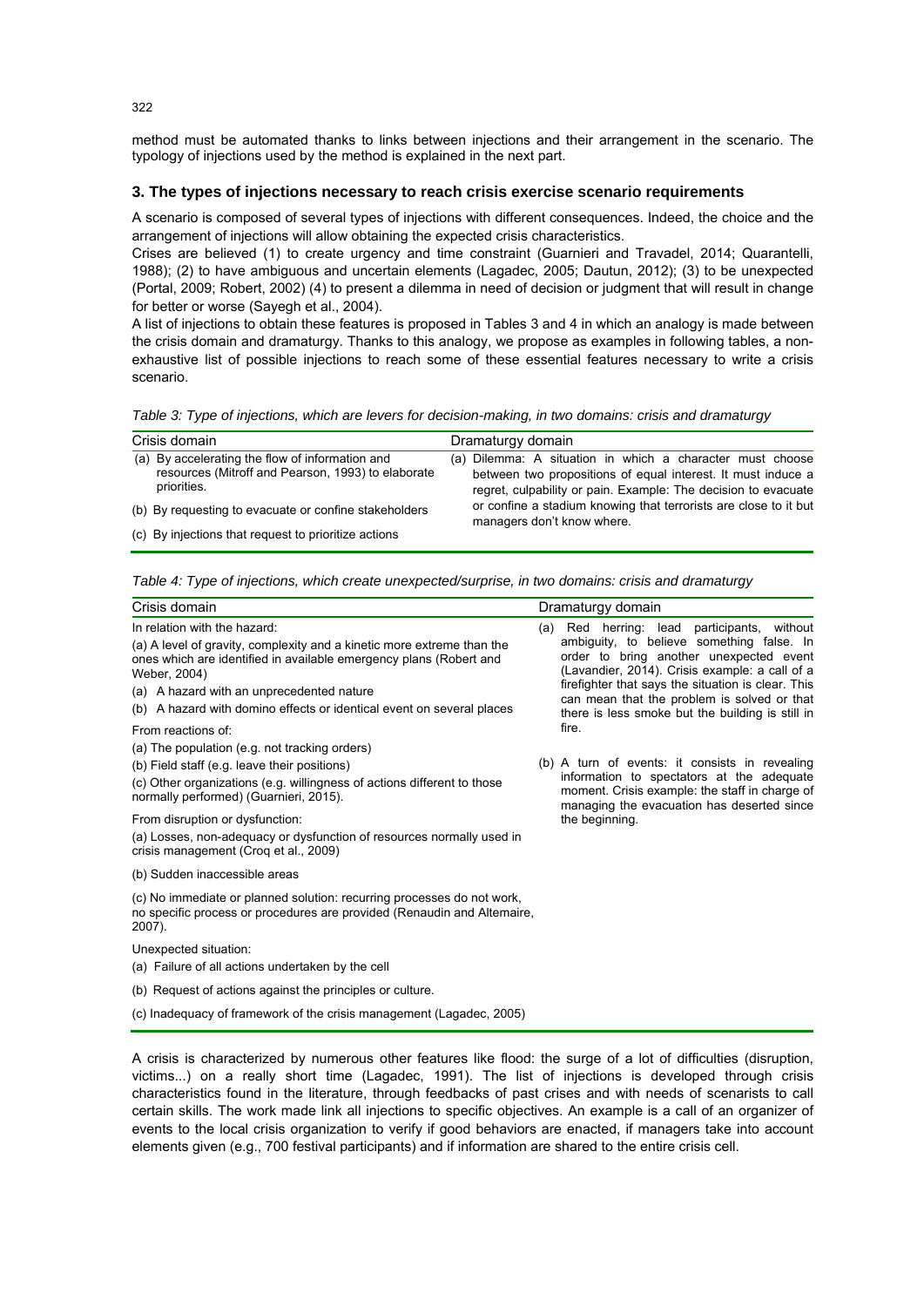method must be automated thanks to links between injections and their arrangement in the scenario. The typology of injections used by the method is explained in the next part.

### 3. The types of injections necessary to reach crisis exercise scenario requirements

A scenario is composed of several types of injections with different consequences. Indeed, the choice and the arrangement of injections will allow obtaining the expected crisis characteristics.

Crises are believed (1) to create urgency and time constraint (Guarnieri and Travadel, 2014; Quarantelli, 1988); (2) to have ambiguous and uncertain elements (Lagadec, 2005; Dautun, 2012); (3) to be unexpected (Portal, 2009; Robert, 2002) (4) to present a dilemma in need of decision or judgment that will result in change for better or worse (Sayegh et al., 2004).

A list of injections to obtain these features is proposed in Tables 3 and 4 in which an analogy is made between the crisis domain and dramaturgy. Thanks to this analogy, we propose as examples in following tables, a non-exhaustive list of possible injections to reach some of these essential features necessary to write a crisis scenario.

*Table 3: Type of injections, which are levers for decision-making, in two domains: crisis and dramaturgy*

| Crisis domain | Dramaturgy domain |
|---|---|
| (a) By accelerating the flow of information and resources (Mitroff and Pearson, 1993) to elaborate priorities.<br>(b) By requesting to evacuate or confine stakeholders<br>(c) By injections that request to prioritize actions | (a) Dilemma: A situation in which a character must choose between two propositions of equal interest. It must induce a regret, culpability or pain. Example: The decision to evacuate or confine a stadium knowing that terrorists are close to it but managers don't know where. |

*Table 4: Type of injections, which create unexpected/surprise, in two domains: crisis and dramaturgy*

| Crisis domain | Dramaturgy domain |
|---|---|
| In relation with the hazard:<br>(a) A level of gravity, complexity and a kinetic more extreme than the ones which are identified in available emergency plans (Robert and Weber, 2004)<br>(a) A hazard with an unprecedented nature<br>(b) A hazard with domino effects or identical event on several places<br><br>From reactions of:<br>(a) The population (e.g. not tracking orders)<br>(b) Field staff (e.g. leave their positions)<br>(c) Other organizations (e.g. willingness of actions different to those normally performed) (Guarnieri, 2015).<br><br>From disruption or dysfunction:<br>(a) Losses, non-adequacy or dysfunction of resources normally used in crisis management (Croq et al., 2009)<br>(b) Sudden inaccessible areas<br>(c) No immediate or planned solution: recurring processes do not work, no specific process or procedures are provided (Renaudin and Altemaire, 2007).<br><br>Unexpected situation:<br>(a) Failure of all actions undertaken by the cell<br>(b) Request of actions against the principles or culture.<br>(c) Inadequacy of framework of the crisis management (Lagadec, 2005) | (a) Red herring: lead participants, without ambiguity, to believe something false. In order to bring another unexpected event (Lavandier, 2014). Crisis example: a call of a firefighter that says the situation is clear. This can mean that the problem is solved or that there is less smoke but the building is still in fire.<br><br>(b) A turn of events: it consists in revealing information to spectators at the adequate moment. Crisis example: the staff in charge of managing the evacuation has deserted since the beginning. |

A crisis is characterized by numerous other features like flood: the surge of a lot of difficulties (disruption, victims...) on a really short time (Lagadec, 1991). The list of injections is developed through crisis characteristics found in the literature, through feedbacks of past crises and with needs of scenarists to call certain skills. The work made link all injections to specific objectives. An example is a call of an organizer of events to the local crisis organization to verify if good behaviors are enacted, if managers take into account elements given (e.g., 700 festival participants) and if information are shared to the entire crisis cell.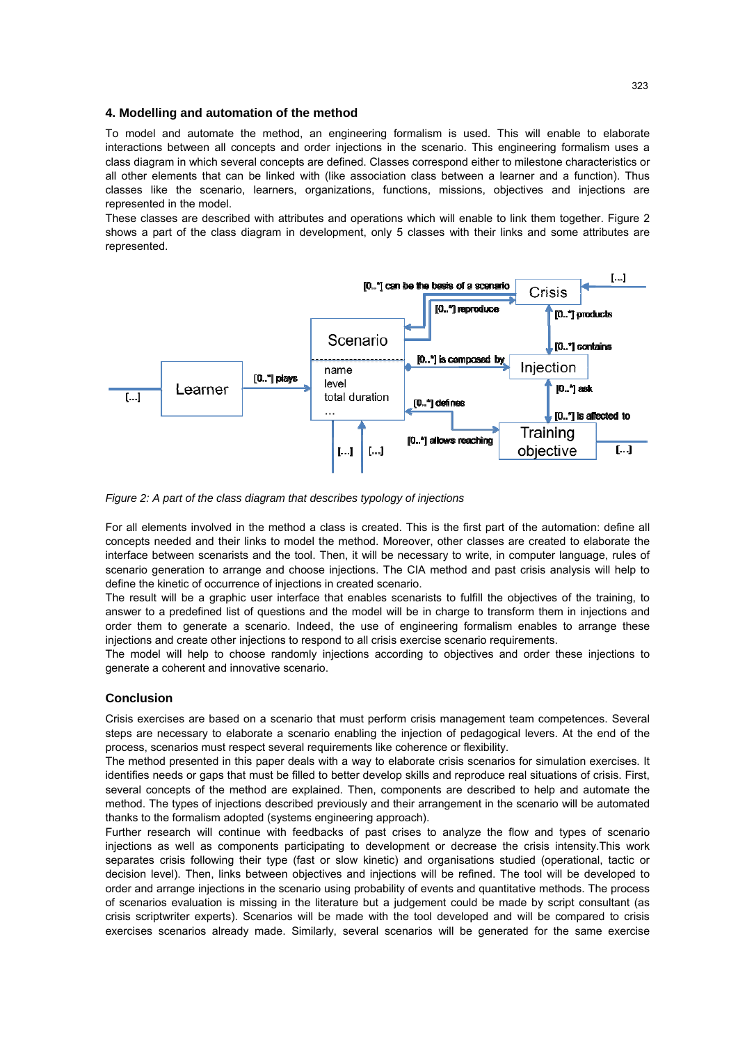## 4. Modelling and automation of the method

To model and automate the method, an engineering formalism is used. This will enable to elaborate interactions between all concepts and order injections in the scenario. This engineering formalism uses a class diagram in which several concepts are defined. Classes correspond either to milestone characteristics or all other elements that can be linked with (like association class between a learner and a function). Thus classes like the scenario, learners, organizations, functions, missions, objectives and injections are represented in the model.

These classes are described with attributes and operations which will enable to link them together. Figure 2 shows a part of the class diagram in development, only 5 classes with their links and some attributes are represented.

*Figure 2: A part of the class diagram that describes typology of injections*

For all elements involved in the method a class is created. This is the first part of the automation: define all concepts needed and their links to model the method. Moreover, other classes are created to elaborate the interface between scenarists and the tool. Then, it will be necessary to write, in computer language, rules of scenario generation to arrange and choose injections. The CIA method and past crisis analysis will help to define the kinetic of occurrence of injections in created scenario.

The result will be a graphic user interface that enables scenarists to fulfill the objectives of the training, to answer to a predefined list of questions and the model will be in charge to transform them in injections and order them to generate a scenario. Indeed, the use of engineering formalism enables to arrange these injections and create other injections to respond to all crisis exercise scenario requirements.

The model will help to choose randomly injections according to objectives and order these injections to generate a coherent and innovative scenario.

## Conclusion

Crisis exercises are based on a scenario that must perform crisis management team competences. Several steps are necessary to elaborate a scenario enabling the injection of pedagogical levers. At the end of the process, scenarios must respect several requirements like coherence or flexibility.

The method presented in this paper deals with a way to elaborate crisis scenarios for simulation exercises. It identifies needs or gaps that must be filled to better develop skills and reproduce real situations of crisis. First, several concepts of the method are explained. Then, components are described to help and automate the method. The types of injections described previously and their arrangement in the scenario will be automated thanks to the formalism adopted (systems engineering approach).

Further research will continue with feedbacks of past crises to analyze the flow and types of scenario injections as well as components participating to development or decrease the crisis intensity.This work separates crisis following their type (fast or slow kinetic) and organisations studied (operational, tactic or decision level). Then, links between objectives and injections will be refined. The tool will be developed to order and arrange injections in the scenario using probability of events and quantitative methods. The process of scenarios evaluation is missing in the literature but a judgement could be made by script consultant (as crisis scriptwriter experts). Scenarios will be made with the tool developed and will be compared to crisis exercises scenarios already made. Similarly, several scenarios will be generated for the same exercise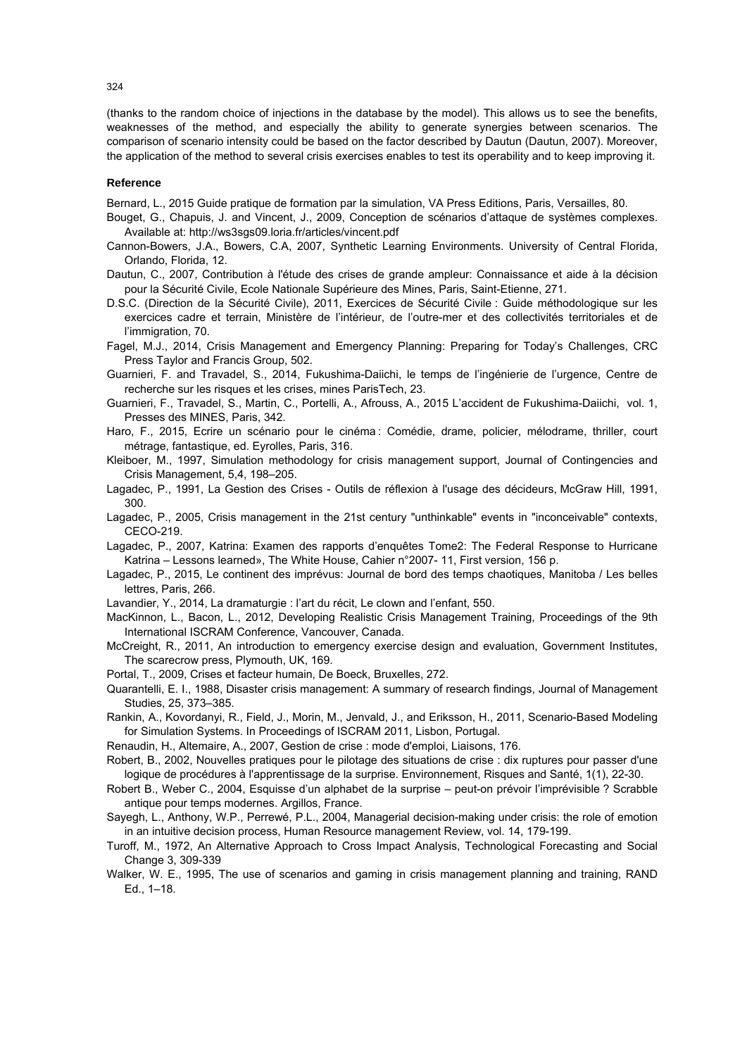(thanks to the random choice of injections in the database by the model). This allows us to see the benefits, weaknesses of the method, and especially the ability to generate synergies between scenarios. The comparison of scenario intensity could be based on the factor described by Dautun (Dautun, 2007). Moreover, the application of the method to several crisis exercises enables to test its operability and to keep improving it.

### Reference

Bernard, L., 2015 Guide pratique de formation par la simulation, VA Press Editions, Paris, Versailles, 80.

Bouget, G., Chapuis, J. and Vincent, J., 2009, Conception de scénarios d'attaque de systèmes complexes. Available at: http://ws3sgs09.loria.fr/articles/vincent.pdf

Cannon-Bowers, J.A., Bowers, C.A, 2007, Synthetic Learning Environments. University of Central Florida, Orlando, Florida, 12.

Dautun, C., 2007, Contribution à l'étude des crises de grande ampleur: Connaissance et aide à la décision pour la Sécurité Civile, Ecole Nationale Supérieure des Mines, Paris, Saint-Etienne, 271.

D.S.C. (Direction de la Sécurité Civile), 2011, Exercices de Sécurité Civile : Guide méthodologique sur les exercices cadre et terrain, Ministère de l'intérieur, de l'outre-mer et des collectivités territoriales et de l'immigration, 70.

Fagel, M.J., 2014, Crisis Management and Emergency Planning: Preparing for Today's Challenges, CRC Press Taylor and Francis Group, 502.

Guarnieri, F. and Travadel, S., 2014, Fukushima-Daiichi, le temps de l'ingénierie de l'urgence, Centre de recherche sur les risques et les crises, mines ParisTech, 23.

Guarnieri, F., Travadel, S., Martin, C., Portelli, A., Afrouss, A., 2015 L'accident de Fukushima-Daiichi, vol. 1, Presses des MINES, Paris, 342.

Haro, F., 2015, Ecrire un scénario pour le cinéma : Comédie, drame, policier, mélodrame, thriller, court métrage, fantastique, ed. Eyrolles, Paris, 316.

Kleiboer, M., 1997, Simulation methodology for crisis management support, Journal of Contingencies and Crisis Management, 5,4, 198–205.

Lagadec, P., 1991, La Gestion des Crises - Outils de réflexion à l'usage des décideurs, McGraw Hill, 1991, 300.

Lagadec, P., 2005, Crisis management in the 21st century "unthinkable" events in "inconceivable" contexts, CECO-219.

Lagadec, P., 2007, Katrina: Examen des rapports d'enquêtes Tome2: The Federal Response to Hurricane Katrina – Lessons learned», The White House, Cahier n°2007- 11, First version, 156 p.

Lagadec, P., 2015, Le continent des imprévus: Journal de bord des temps chaotiques, Manitoba / Les belles lettres, Paris, 266.

Lavandier, Y., 2014, La dramaturgie : l'art du récit, Le clown and l'enfant, 550.

MacKinnon, L., Bacon, L., 2012, Developing Realistic Crisis Management Training, Proceedings of the 9th International ISCRAM Conference, Vancouver, Canada.

McCreight, R., 2011, An introduction to emergency exercise design and evaluation, Government Institutes, The scarecrow press, Plymouth, UK, 169.

Portal, T., 2009, Crises et facteur humain, De Boeck, Bruxelles, 272.

Quarantelli, E. I., 1988, Disaster crisis management: A summary of research findings, Journal of Management Studies, 25, 373–385.

Rankin, A., Kovordanyi, R., Field, J., Morin, M., Jenvald, J., and Eriksson, H., 2011, Scenario-Based Modeling for Simulation Systems. In Proceedings of ISCRAM 2011, Lisbon, Portugal.

Renaudin, H., Altemaire, A., 2007, Gestion de crise : mode d'emploi, Liaisons, 176.

Robert, B., 2002, Nouvelles pratiques pour le pilotage des situations de crise : dix ruptures pour passer d'une logique de procédures à l'apprentissage de la surprise. Environnement, Risques and Santé, 1(1), 22-30.

Robert B., Weber C., 2004, Esquisse d'un alphabet de la surprise – peut-on prévoir l'imprévisible ? Scrabble antique pour temps modernes. Argillos, France.

Sayegh, L., Anthony, W.P., Perrewé, P.L., 2004, Managerial decision-making under crisis: the role of emotion in an intuitive decision process, Human Resource management Review, vol. 14, 179-199.

Turoff, M., 1972, An Alternative Approach to Cross Impact Analysis, Technological Forecasting and Social Change 3, 309-339

Walker, W. E., 1995, The use of scenarios and gaming in crisis management planning and training, RAND Ed., 1–18.